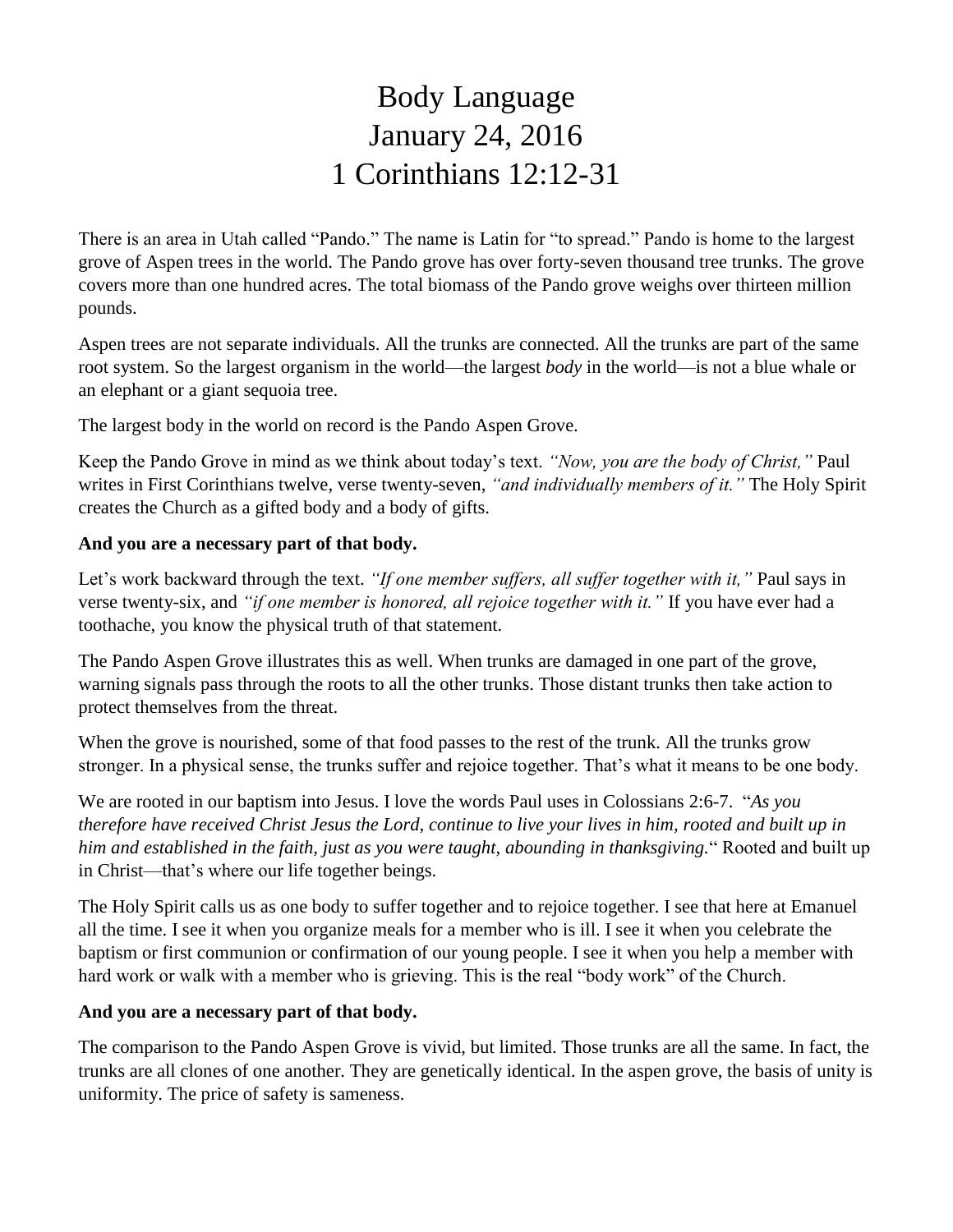# Body Language
# January 24, 2016
# 1 Corinthians 12:12-31

There is an area in Utah called "Pando." The name is Latin for "to spread." Pando is home to the largest grove of Aspen trees in the world. The Pando grove has over forty-seven thousand tree trunks. The grove covers more than one hundred acres. The total biomass of the Pando grove weighs over thirteen million pounds.

Aspen trees are not separate individuals. All the trunks are connected. All the trunks are part of the same root system. So the largest organism in the world—the largest *body* in the world—is not a blue whale or an elephant or a giant sequoia tree.

The largest body in the world on record is the Pando Aspen Grove.

Keep the Pando Grove in mind as we think about today's text. *"Now, you are the body of Christ,"* Paul writes in First Corinthians twelve, verse twenty-seven, *"and individually members of it."* The Holy Spirit creates the Church as a gifted body and a body of gifts.

**And you are a necessary part of that body.**

Let's work backward through the text. *"If one member suffers, all suffer together with it,"* Paul says in verse twenty-six, and *"if one member is honored, all rejoice together with it."* If you have ever had a toothache, you know the physical truth of that statement.

The Pando Aspen Grove illustrates this as well. When trunks are damaged in one part of the grove, warning signals pass through the roots to all the other trunks. Those distant trunks then take action to protect themselves from the threat.

When the grove is nourished, some of that food passes to the rest of the trunk. All the trunks grow stronger. In a physical sense, the trunks suffer and rejoice together. That's what it means to be one body.

We are rooted in our baptism into Jesus. I love the words Paul uses in Colossians 2:6-7. "*As you therefore have received Christ Jesus the Lord, continue to live your lives in him, rooted and built up in him and established in the faith, just as you were taught, abounding in thanksgiving.*" Rooted and built up in Christ—that's where our life together beings.

The Holy Spirit calls us as one body to suffer together and to rejoice together. I see that here at Emanuel all the time. I see it when you organize meals for a member who is ill. I see it when you celebrate the baptism or first communion or confirmation of our young people. I see it when you help a member with hard work or walk with a member who is grieving. This is the real "body work" of the Church.

**And you are a necessary part of that body.**

The comparison to the Pando Aspen Grove is vivid, but limited. Those trunks are all the same. In fact, the trunks are all clones of one another. They are genetically identical. In the aspen grove, the basis of unity is uniformity. The price of safety is sameness.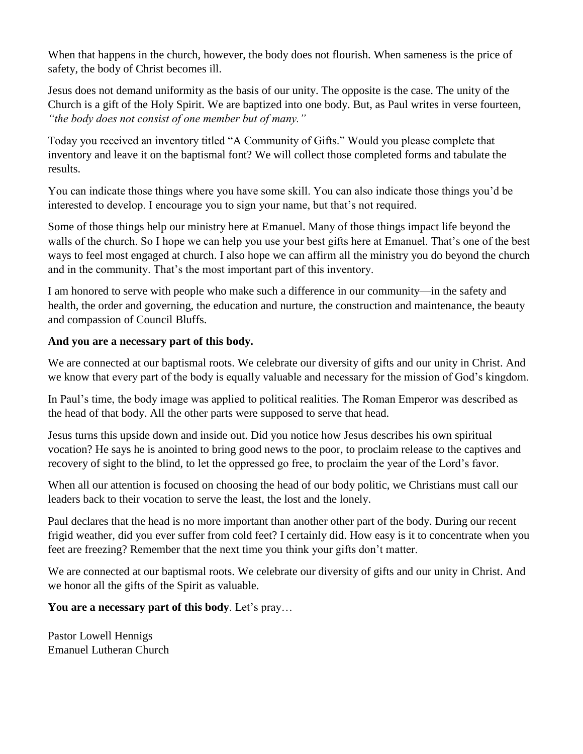When that happens in the church, however, the body does not flourish. When sameness is the price of safety, the body of Christ becomes ill.

Jesus does not demand uniformity as the basis of our unity. The opposite is the case. The unity of the Church is a gift of the Holy Spirit. We are baptized into one body. But, as Paul writes in verse fourteen, *"the body does not consist of one member but of many."*

Today you received an inventory titled "A Community of Gifts." Would you please complete that inventory and leave it on the baptismal font? We will collect those completed forms and tabulate the results.

You can indicate those things where you have some skill. You can also indicate those things you'd be interested to develop. I encourage you to sign your name, but that's not required.

Some of those things help our ministry here at Emanuel. Many of those things impact life beyond the walls of the church. So I hope we can help you use your best gifts here at Emanuel. That's one of the best ways to feel most engaged at church. I also hope we can affirm all the ministry you do beyond the church and in the community. That's the most important part of this inventory.

I am honored to serve with people who make such a difference in our community—in the safety and health, the order and governing, the education and nurture, the construction and maintenance, the beauty and compassion of Council Bluffs.

**And you are a necessary part of this body.**

We are connected at our baptismal roots. We celebrate our diversity of gifts and our unity in Christ. And we know that every part of the body is equally valuable and necessary for the mission of God's kingdom.

In Paul's time, the body image was applied to political realities. The Roman Emperor was described as the head of that body. All the other parts were supposed to serve that head.

Jesus turns this upside down and inside out. Did you notice how Jesus describes his own spiritual vocation? He says he is anointed to bring good news to the poor, to proclaim release to the captives and recovery of sight to the blind, to let the oppressed go free, to proclaim the year of the Lord's favor.

When all our attention is focused on choosing the head of our body politic, we Christians must call our leaders back to their vocation to serve the least, the lost and the lonely.

Paul declares that the head is no more important than another other part of the body. During our recent frigid weather, did you ever suffer from cold feet? I certainly did. How easy is it to concentrate when you feet are freezing? Remember that the next time you think your gifts don't matter.

We are connected at our baptismal roots. We celebrate our diversity of gifts and our unity in Christ. And we honor all the gifts of the Spirit as valuable.

**You are a necessary part of this body**. Let's pray…

Pastor Lowell Hennigs
Emanuel Lutheran Church